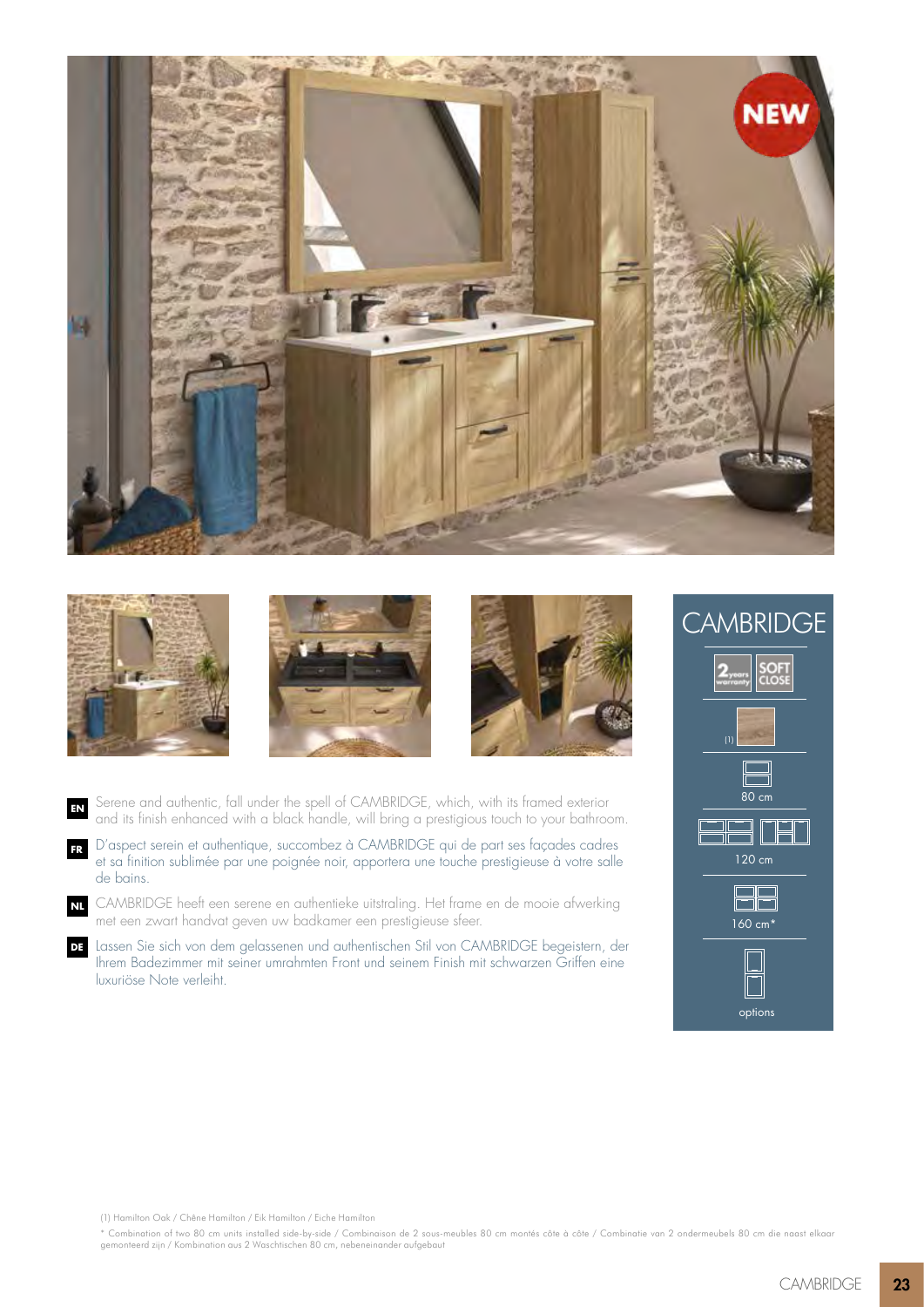NEW

## CAMBRIDGE

2 years warranty | SOFT CLOSE

(1)

80 cm

120 cm

160 cm*

options

**EN** Serene and authentic, fall under the spell of CAMBRIDGE, which, with its framed exterior and its finish enhanced with a black handle, will bring a prestigious touch to your bathroom.

**FR** D'aspect serein et authentique, succombez à CAMBRIDGE qui de part ses façades cadres et sa finition sublimée par une poignée noir, apportera une touche prestigieuse à votre salle de bains.

**NL** CAMBRIDGE heeft een serene en authentieke uitstraling. Het frame en de mooie afwerking met een zwart handvat geven uw badkamer een prestigieuse sfeer.

**DE** Lassen Sie sich von dem gelassenen und authentischen Stil von CAMBRIDGE begeistern, der Ihrem Badezimmer mit seiner umrahmten Front und seinem Finish mit schwarzen Griffen eine luxuriöse Note verleiht.

(1) Hamilton Oak / Chêne Hamilton / Eik Hamilton / Eiche Hamilton

* Combination of two 80 cm units installed side-by-side / Combinaison de 2 sous-meubles 80 cm montés côte à côte / Combinatie van 2 ondermeubels 80 cm die naast elkaar gemonteerd zijn / Kombination aus 2 Waschtischen 80 cm, nebeneinander aufgebaut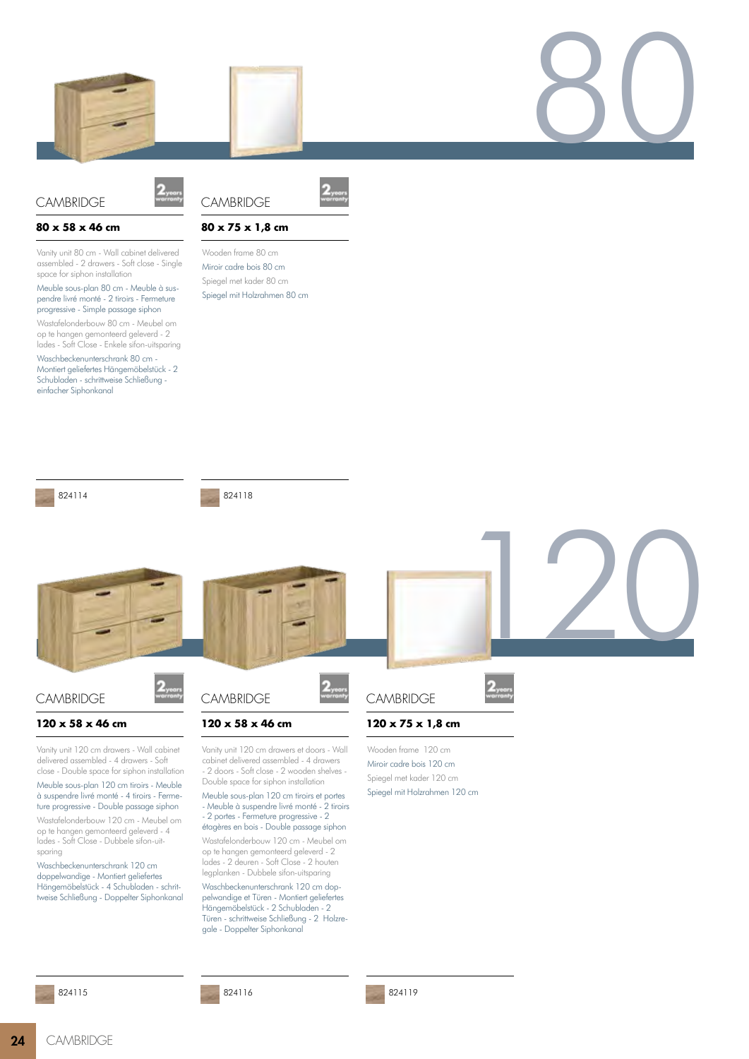# 80

## CAMBRIDGE

2 years warranty

**80 x 58 x 46 cm**

Vanity unit 80 cm - Wall cabinet delivered assembled - 2 drawers - Soft close - Single space for siphon installation

Meuble sous-plan 80 cm - Meuble à suspendre livré monté - 2 tiroirs - Fermeture progressive - Simple passage siphon

Wastafelonderbouw 80 cm - Meubel om op te hangen gemonteerd geleverd - 2 lades - Soft Close - Enkele sifon-uitsparing

Waschbeckenunterschrank 80 cm - Montiert geliefertes Hängemöbelstück - 2 Schubladen - schrittweise Schließung - einfacher Siphonkanal

824114

## CAMBRIDGE

2 years warranty

**80 x 75 x 1,8 cm**

Wooden frame 80 cm

Miroir cadre bois 80 cm

Spiegel met kader 80 cm

Spiegel mit Holzrahmen 80 cm

824118

# 120

## CAMBRIDGE

2 years warranty

**120 x 58 x 46 cm**

Vanity unit 120 cm drawers - Wall cabinet delivered assembled - 4 drawers - Soft close - Double space for siphon installation

Meuble sous-plan 120 cm tiroirs - Meuble à suspendre livré monté - 4 tiroirs - Fermeture progressive - Double passage siphon

Wastafelonderbouw 120 cm - Meubel om op te hangen gemonteerd geleverd - 4 lades - Soft Close - Dubbele sifon-uitsparing

Waschbeckenunterschrank 120 cm doppelwandige - Montiert geliefertes Hängemöbelstück - 4 Schubladen - schrittweise Schließung - Doppelter Siphonkanal

824115

## CAMBRIDGE

2 years warranty

**120 x 58 x 46 cm**

Vanity unit 120 cm drawers et doors - Wall cabinet delivered assembled - 4 drawers - 2 doors - Soft close - 2 wooden shelves - Double space for siphon installation

Meuble sous-plan 120 cm tiroirs et portes - Meuble à suspendre livré monté - 2 tiroirs - 2 portes - Fermeture progressive - 2 étagères en bois - Double passage siphon

Wastafelonderbouw 120 cm - Meubel om op te hangen gemonteerd geleverd - 2 lades - 2 deuren - Soft Close - 2 houten legplanken - Dubbele sifon-uitsparing

Waschbeckenunterschrank 120 cm doppelwandige et Türen - Montiert geliefertes Hängemöbelstück - 2 Schubladen - 2 Türen - schrittweise Schließung - 2 Holzregale - Doppelter Siphonkanal

824116

## CAMBRIDGE

2 years warranty

**120 x 75 x 1,8 cm**

Wooden frame 120 cm

Miroir cadre bois 120 cm

Spiegel met kader 120 cm

Spiegel mit Holzrahmen 120 cm

824119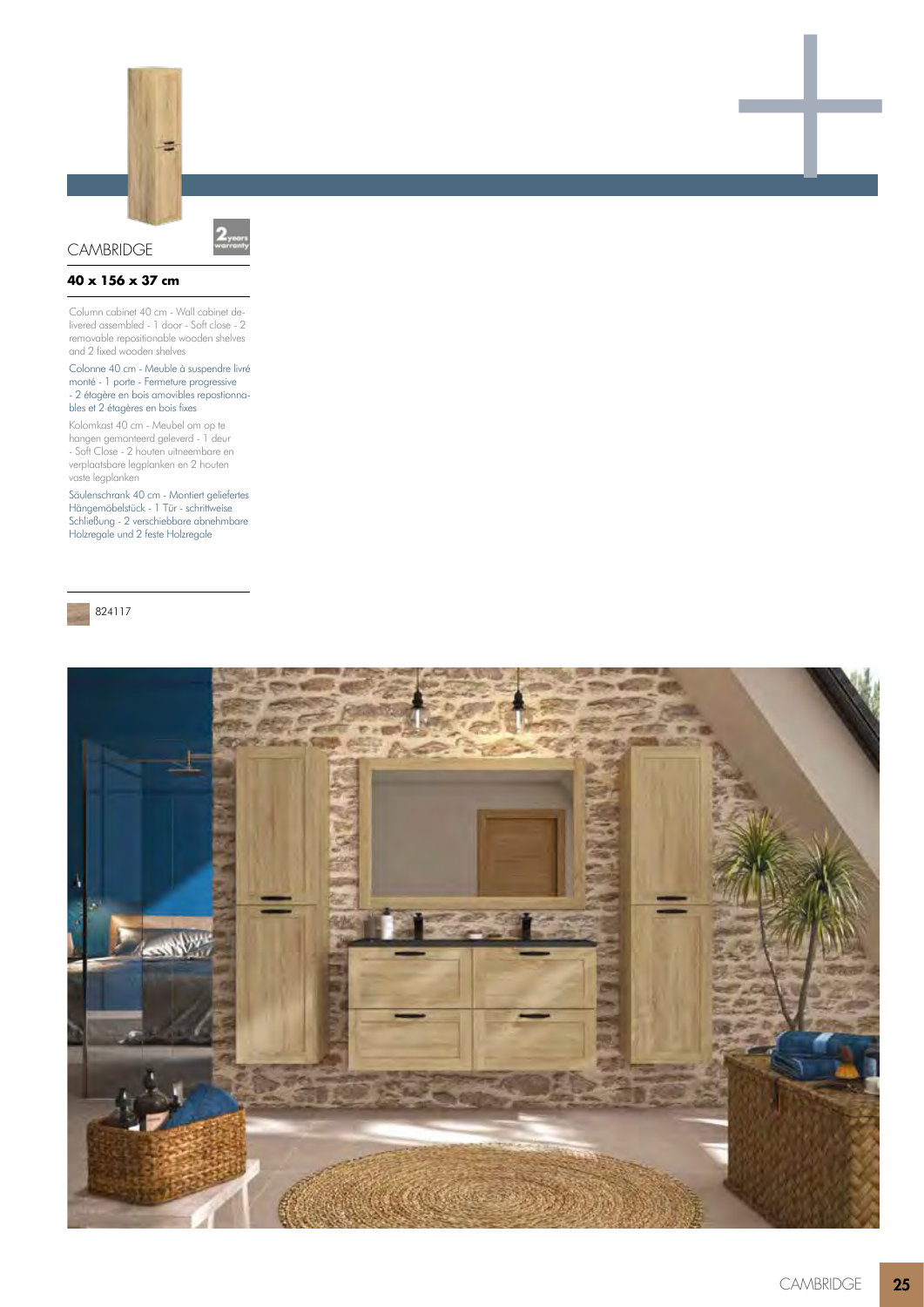## CAMBRIDGE

2 years warranty

**40 x 156 x 37 cm**

Column cabinet 40 cm - Wall cabinet delivered assembled - 1 door - Soft close - 2 removable repositionable wooden shelves and 2 fixed wooden shelves

Colonne 40 cm - Meuble à suspendre livré monté - 1 porte - Fermeture progressive - 2 étagère en bois amovibles repostionnables et 2 étagères en bois fixes

Kolomkast 40 cm - Meubel om op te hangen gemonteerd geleverd - 1 deur - Soft Close - 2 houten uitneembare en verplaatsbare legplanken en 2 houten vaste legplanken

Säulenschrank 40 cm - Montiert geliefertes Hängemöbelstück - 1 Tür - schrittweise Schließung - 2 verschiebbare abnehmbare Holzregale und 2 feste Holzregale

824117